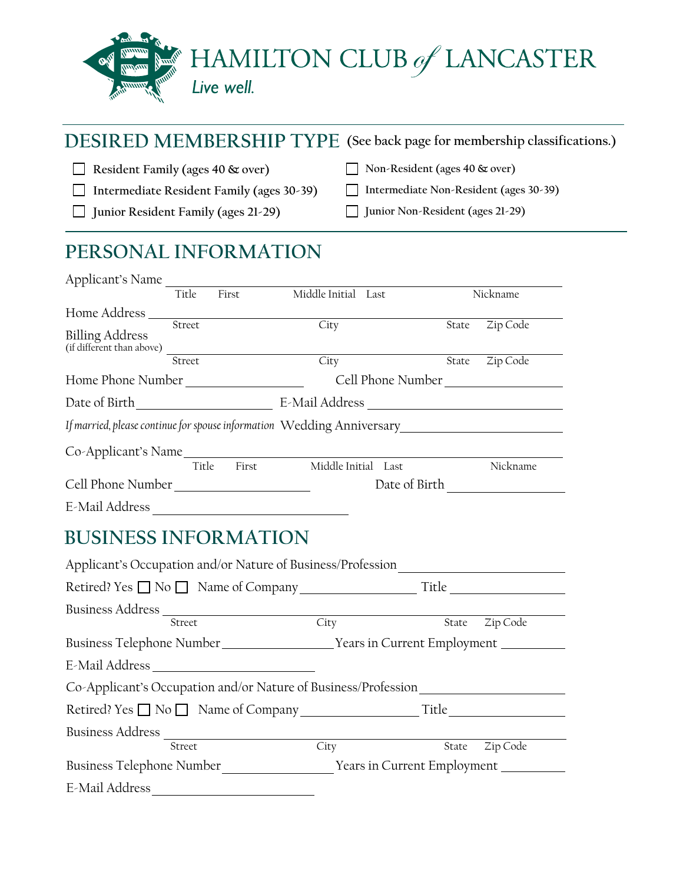# HAMILTON CLUB *of* LANCASTER

*Live well.*

## DESIRED MEMBERSHIP TYPE (See back page for membership classifications.)

- ☐ **Resident Family (ages 40 & over)**
- ☐ **Intermediate Resident Family (ages 30-39)**
- ☐ **Junior Resident Family (ages 21-29)**
- ☐ Non-Resident (ages 40 & over)
- ☐ Intermediate Non-Resident (ages 30-39)
- ☐ Junior Non-Resident (ages 21-29)

## PERSONAL INFORMATION

Applicant's Name ______________________________________________
Title First Middle Initial Last Nickname

Home Address ______________________________________________
Street City State Zip Code

Billing Address
(if different than above) ______________________________________________
Street City State Zip Code

Home Phone Number ____________________ Cell Phone Number ____________________

Date of Birth ____________________ E-Mail Address ____________________

*If married, please continue for spouse information* Wedding Anniversary ____________________

Co-Applicant's Name ______________________________________________
Title First Middle Initial Last Nickname

Cell Phone Number ____________________ Date of Birth ____________________

E-Mail Address ____________________

## BUSINESS INFORMATION

Applicant's Occupation and/or Nature of Business/Profession ____________________

Retired? Yes ☐ No ☐ Name of Company ____________________ Title ____________________

Business Address ______________________________________________
Street City State Zip Code

Business Telephone Number ____________________ Years in Current Employment __________

E-Mail Address ____________________

Co-Applicant's Occupation and/or Nature of Business/Profession ____________________

Retired? Yes ☐ No ☐ Name of Company ____________________ Title ____________________

Business Address ______________________________________________
Street City State Zip Code

Business Telephone Number ____________________ Years in Current Employment __________

E-Mail Address ____________________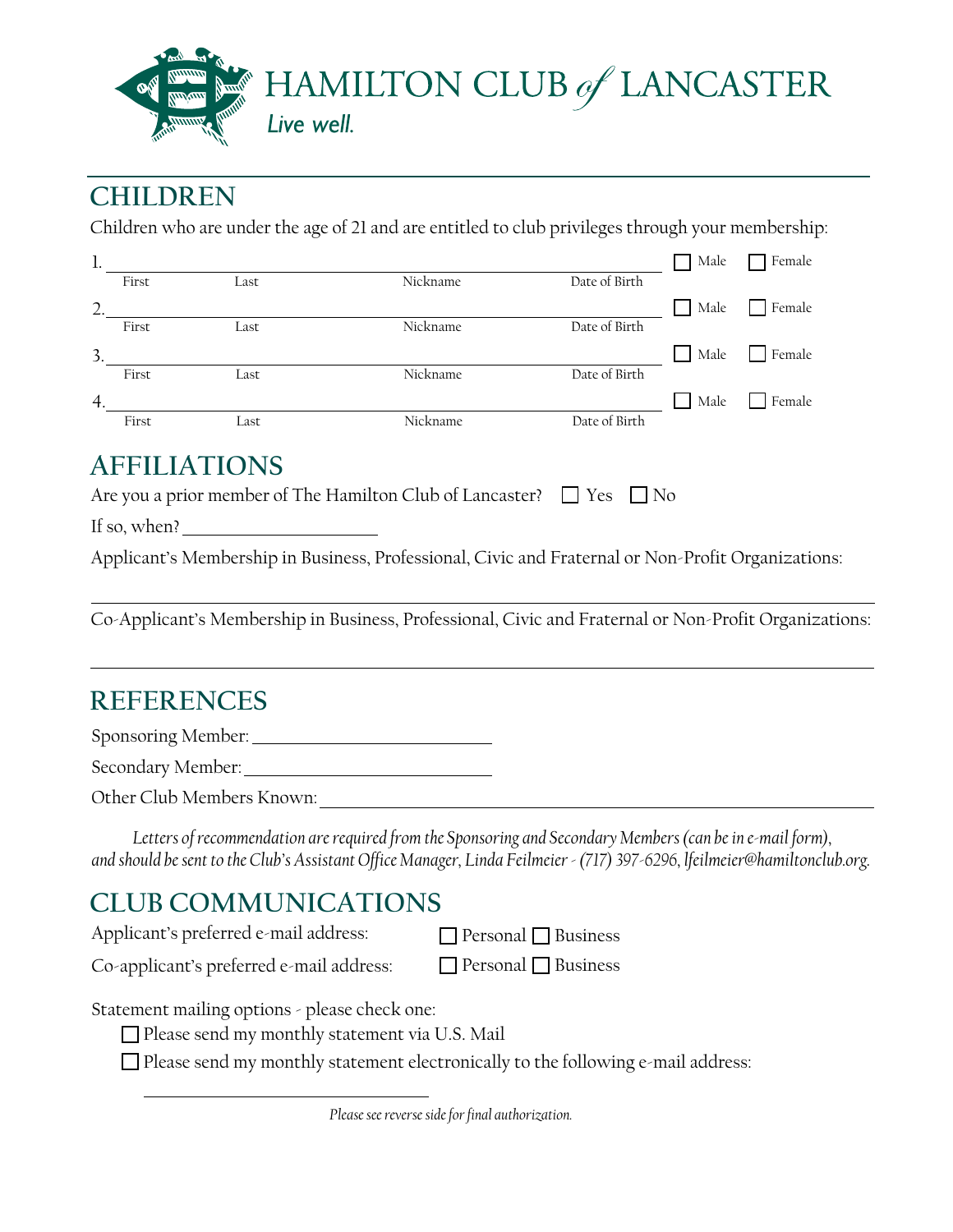HAMILTON CLUB *of* LANCASTER

*Live well.*

## CHILDREN

Children who are under the age of 21 and are entitled to club privileges through your membership:

1. ______________________________________________ ☐ Male ☐ Female
   First Last Nickname Date of Birth
2. ______________________________________________ ☐ Male ☐ Female
   First Last Nickname Date of Birth
3. ______________________________________________ ☐ Male ☐ Female
   First Last Nickname Date of Birth
4. ______________________________________________ ☐ Male ☐ Female
   First Last Nickname Date of Birth

## AFFILIATIONS

Are you a prior member of The Hamilton Club of Lancaster? ☐ Yes ☐ No

If so, when? ____________________

Applicant's Membership in Business, Professional, Civic and Fraternal or Non-Profit Organizations:

______________________________________________

Co-Applicant's Membership in Business, Professional, Civic and Fraternal or Non-Profit Organizations:

______________________________________________

## REFERENCES

Sponsoring Member: ______________________

Secondary Member: ______________________

Other Club Members Known: ______________________________________________

*Letters of recommendation are required from the Sponsoring and Secondary Members (can be in e-mail form), and should be sent to the Club's Assistant Office Manager, Linda Feilmeier - (717) 397-6296, lfeilmeier@hamiltonclub.org.*

## CLUB COMMUNICATIONS

Applicant's preferred e-mail address: ☐ Personal ☐ Business

Co-applicant's preferred e-mail address: ☐ Personal ☐ Business

Statement mailing options - please check one:

☐ Please send my monthly statement via U.S. Mail

☐ Please send my monthly statement electronically to the following e-mail address:

______________________________

*Please see reverse side for final authorization.*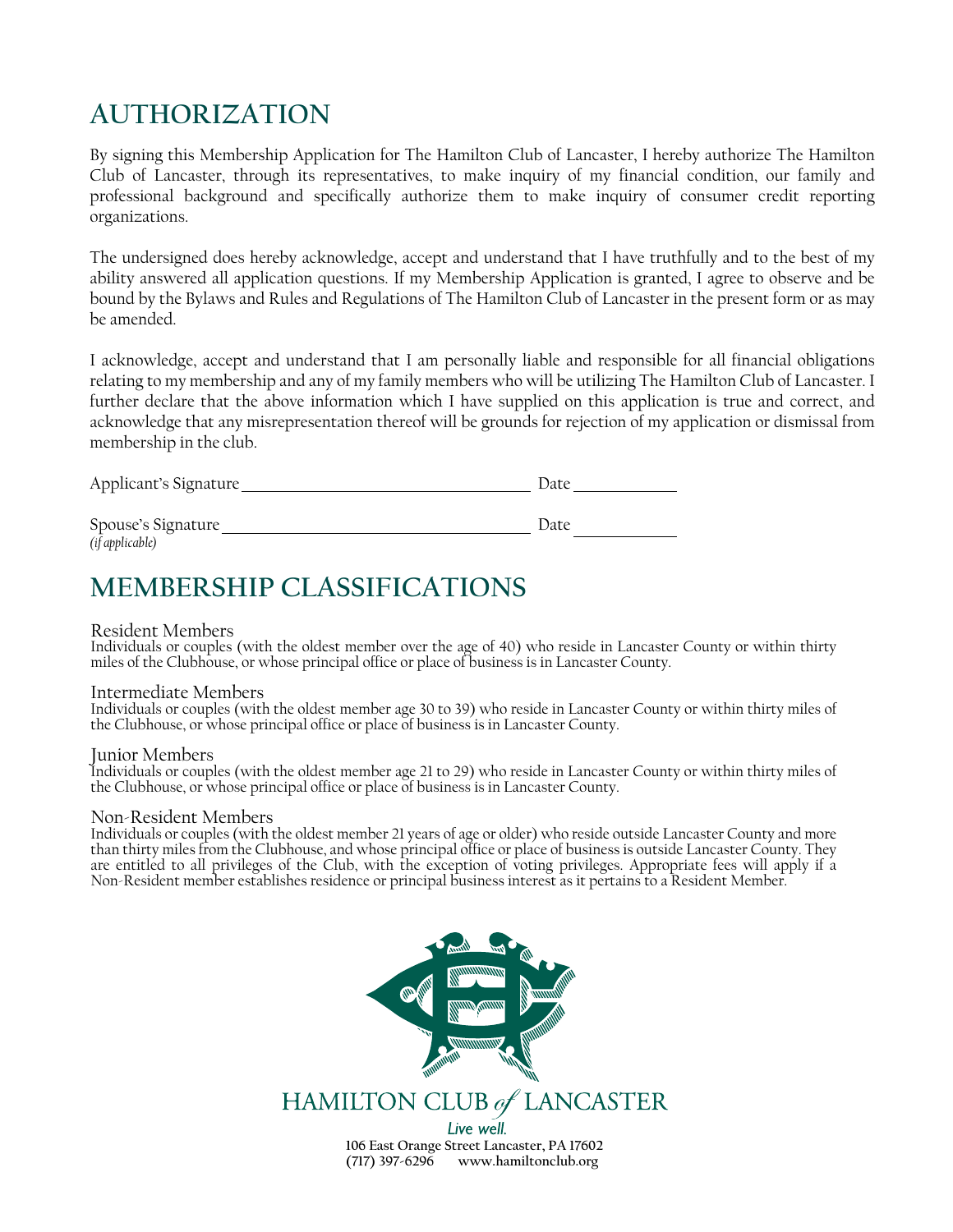# AUTHORIZATION

By signing this Membership Application for The Hamilton Club of Lancaster, I hereby authorize The Hamilton Club of Lancaster, through its representatives, to make inquiry of my financial condition, our family and professional background and specifically authorize them to make inquiry of consumer credit reporting organizations.

The undersigned does hereby acknowledge, accept and understand that I have truthfully and to the best of my ability answered all application questions. If my Membership Application is granted, I agree to observe and be bound by the Bylaws and Rules and Regulations of The Hamilton Club of Lancaster in the present form or as may be amended.

I acknowledge, accept and understand that I am personally liable and responsible for all financial obligations relating to my membership and any of my family members who will be utilizing The Hamilton Club of Lancaster. I further declare that the above information which I have supplied on this application is true and correct, and acknowledge that any misrepresentation thereof will be grounds for rejection of my application or dismissal from membership in the club.

Applicant's Signature ________________________________ Date ____________

Spouse's Signature ________________________________ Date ____________
*(if applicable)*

# MEMBERSHIP CLASSIFICATIONS

Resident Members
Individuals or couples (with the oldest member over the age of 40) who reside in Lancaster County or within thirty miles of the Clubhouse, or whose principal office or place of business is in Lancaster County.

Intermediate Members
Individuals or couples (with the oldest member age 30 to 39) who reside in Lancaster County or within thirty miles of the Clubhouse, or whose principal office or place of business is in Lancaster County.

Junior Members
Individuals or couples (with the oldest member age 21 to 29) who reside in Lancaster County or within thirty miles of the Clubhouse, or whose principal office or place of business is in Lancaster County.

Non-Resident Members
Individuals or couples (with the oldest member 21 years of age or older) who reside outside Lancaster County and more than thirty miles from the Clubhouse, and whose principal office or place of business is outside Lancaster County. They are entitled to all privileges of the Club, with the exception of voting privileges. Appropriate fees will apply if a Non-Resident member establishes residence or principal business interest as it pertains to a Resident Member.

HAMILTON CLUB *of* LANCASTER
*Live well.*
**106 East Orange Street Lancaster, PA 17602**
**(717) 397-6296 www.hamiltonclub.org**